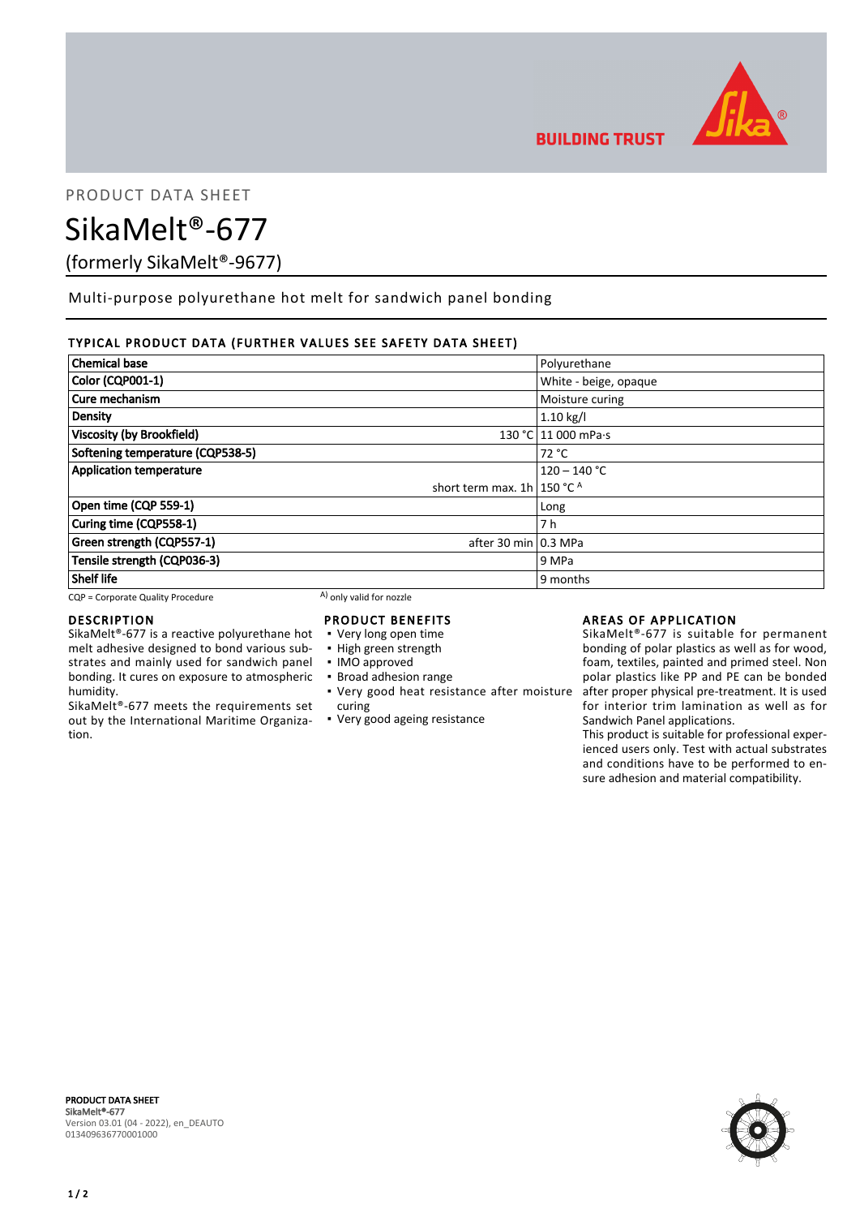PRODUCT DATA SHEET

# SikaMelt®-677

(formerly SikaMelt®-9677)

Multi-purpose polyurethane hot melt for sandwich panel bonding

## TYPICAL PRODUCT DATA (FURTHER VALUES SEE SAFETY DATA SHEET)

| | | |
|---|---|---|
| **Chemical base** | | Polyurethane |
| **Color (CQP001-1)** | | White - beige, opaque |
| **Cure mechanism** | | Moisture curing |
| **Density** | | 1.10 kg/l |
| **Viscosity (by Brookfield)** | 130 °C | 11 000 mPa·s |
| **Softening temperature (CQP538-5)** | | 72 °C |
| **Application temperature** | | 120 – 140 °C |
| | short term max. 1h | 150 °C [A] |
| **Open time (CQP 559-1)** | | Long |
| **Curing time (CQP558-1)** | | 7 h |
| **Green strength (CQP557-1)** | after 30 min | 0.3 MPa |
| **Tensile strength (CQP036-3)** | | 9 MPa |
| **Shelf life** | | 9 months |

CQP = Corporate Quality Procedure    A) only valid for nozzle

## DESCRIPTION

SikaMelt®-677 is a reactive polyurethane hot melt adhesive designed to bond various substrates and mainly used for sandwich panel bonding. It cures on exposure to atmospheric humidity.

SikaMelt®-677 meets the requirements set out by the International Maritime Organization.

## PRODUCT BENEFITS

- Very long open time
- High green strength
- IMO approved
- Broad adhesion range
- Very good heat resistance after moisture curing
- Very good ageing resistance

## AREAS OF APPLICATION

SikaMelt®-677 is suitable for permanent bonding of polar plastics as well as for wood, foam, textiles, painted and primed steel. Non polar plastics like PP and PE can be bonded after proper physical pre-treatment. It is used for interior trim lamination as well as for Sandwich Panel applications.

This product is suitable for professional experienced users only. Test with actual substrates and conditions have to be performed to ensure adhesion and material compatibility.

**PRODUCT DATA SHEET**
**SikaMelt®-677**
Version 03.01 (04 - 2022), en_DEAUTO
013409636770001000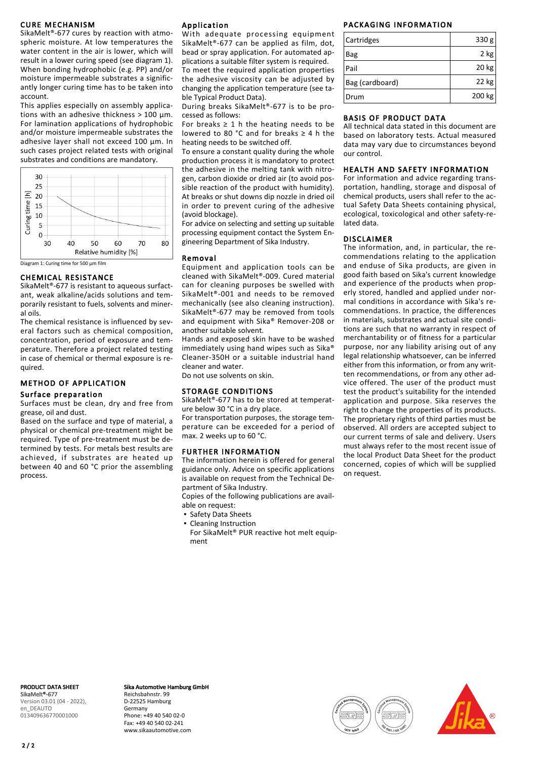## CURE MECHANISM

SikaMelt®-677 cures by reaction with atmospheric moisture. At low temperatures the water content in the air is lower, which will result in a lower curing speed (see diagram 1). When bonding hydrophobic (e.g. PP) and/or moisture impermeable substrates a significantly longer curing time has to be taken into account.

This applies especially on assembly applications with an adhesive thickness > 100 µm. For lamination applications of hydrophobic and/or moisture impermeable substrates the adhesive layer shall not exceed 100 µm. In such cases project related tests with original substrates and conditions are mandatory.

Curing time [h]
30
25
20
15
10
5
0
30 40 50 60 70 80
Relative humidity [%]

Diagram 1: Curing time for 500 µm film

## CHEMICAL RESISTANCE

SikaMelt®-677 is resistant to aqueous surfactant, weak alkaline/acids solutions and temporarily resistant to fuels, solvents and mineral oils.

The chemical resistance is influenced by several factors such as chemical composition, concentration, period of exposure and temperature. Therefore a project related testing in case of chemical or thermal exposure is required.

## METHOD OF APPLICATION

### Surface preparation

Surfaces must be clean, dry and free from grease, oil and dust.

Based on the surface and type of material, a physical or chemical pre-treatment might be required. Type of pre-treatment must be determined by tests. For metals best results are achieved, if substrates are heated up between 40 and 60 °C prior the assembling process.

### Application

With adequate processing equipment SikaMelt®-677 can be applied as film, dot, bead or spray application. For automated applications a suitable filter system is required.

To meet the required application properties the adhesive viscosity can be adjusted by changing the application temperature (see table Typical Product Data).

During breaks SikaMelt®-677 is to be processed as follows:

For breaks ≥ 1 h the heating needs to be lowered to 80 °C and for breaks ≥ 4 h the heating needs to be switched off.

To ensure a constant quality during the whole production process it is mandatory to protect the adhesive in the melting tank with nitrogen, carbon dioxide or dried air (to avoid possible reaction of the product with humidity). At breaks or shut downs dip nozzle in dried oil in order to prevent curing of the adhesive (avoid blockage).

For advice on selecting and setting up suitable processing equipment contact the System Engineering Department of Sika Industry.

### Removal

Equipment and application tools can be cleaned with SikaMelt®-009. Cured material can for cleaning purposes be swelled with SikaMelt®-001 and needs to be removed mechanically (see also cleaning instruction). SikaMelt®-677 may be removed from tools and equipment with Sika® Remover-208 or another suitable solvent.

Hands and exposed skin have to be washed immediately using hand wipes such as Sika® Cleaner-350H or a suitable industrial hand cleaner and water.

Do not use solvents on skin.

## STORAGE CONDITIONS

SikaMelt®-677 has to be stored at temperature below 30 °C in a dry place.

For transportation purposes, the storage temperature can be exceeded for a period of max. 2 weeks up to 60 °C.

## FURTHER INFORMATION

The information herein is offered for general guidance only. Advice on specific applications is available on request from the Technical Department of Sika Industry.

Copies of the following publications are available on request:

- Safety Data Sheets
- Cleaning Instruction
  For SikaMelt® PUR reactive hot melt equipment

## PACKAGING INFORMATION

| | |
|---|---|
| Cartridges | 330 g |
| Bag | 2 kg |
| Pail | 20 kg |
| Bag (cardboard) | 22 kg |
| Drum | 200 kg |

## BASIS OF PRODUCT DATA

All technical data stated in this document are based on laboratory tests. Actual measured data may vary due to circumstances beyond our control.

## HEALTH AND SAFETY INFORMATION

For information and advice regarding transportation, handling, storage and disposal of chemical products, users shall refer to the actual Safety Data Sheets containing physical, ecological, toxicological and other safety-related data.

## DISCLAIMER

The information, and, in particular, the recommendations relating to the application and enduse of Sika products, are given in good faith based on Sika's current knowledge and experience of the products when properly stored, handled and applied under normal conditions in accordance with Sika's recommendations. In practice, the differences in materials, substrates and actual site conditions are such that no warranty in respect of merchantability or of fitness for a particular purpose, nor any liability arising out of any legal relationship whatsoever, can be inferred either from this information, or from any written recommendations, or from any other advice offered. The user of the product must test the product's suitability for the intended application and purpose. Sika reserves the right to change the properties of its products. The proprietary rights of third parties must be observed. All orders are accepted subject to our current terms of sale and delivery. Users must always refer to the most recent issue of the local Product Data Sheet for the product concerned, copies of which will be supplied on request.

**PRODUCT DATA SHEET**
**SikaMelt®-677**
Version 03.01 (04 - 2022), en_DEAUTO
013409636770001000

**Sika Automotive Hamburg GmbH**
Reichsbahnstr. 99
D-22525 Hamburg
Germany
Phone: +49 40 540 02-0
Fax: +49 40 540 02-241
www.sikaautomotive.com